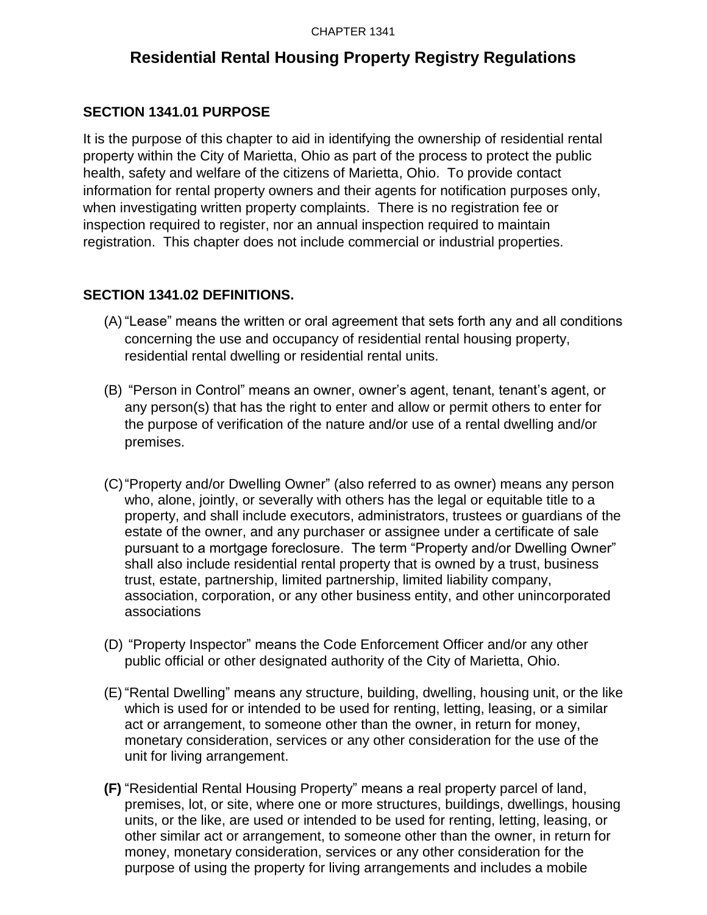CHAPTER 1341

# Residential Rental Housing Property Registry Regulations

## SECTION 1341.01 PURPOSE

It is the purpose of this chapter to aid in identifying the ownership of residential rental property within the City of Marietta, Ohio as part of the process to protect the public health, safety and welfare of the citizens of Marietta, Ohio. To provide contact information for rental property owners and their agents for notification purposes only, when investigating written property complaints. There is no registration fee or inspection required to register, nor an annual inspection required to maintain registration. This chapter does not include commercial or industrial properties.

## SECTION 1341.02 DEFINITIONS.

(A) "Lease" means the written or oral agreement that sets forth any and all conditions concerning the use and occupancy of residential rental housing property, residential rental dwelling or residential rental units.

(B) "Person in Control" means an owner, owner's agent, tenant, tenant's agent, or any person(s) that has the right to enter and allow or permit others to enter for the purpose of verification of the nature and/or use of a rental dwelling and/or premises.

(C) "Property and/or Dwelling Owner" (also referred to as owner) means any person who, alone, jointly, or severally with others has the legal or equitable title to a property, and shall include executors, administrators, trustees or guardians of the estate of the owner, and any purchaser or assignee under a certificate of sale pursuant to a mortgage foreclosure. The term "Property and/or Dwelling Owner" shall also include residential rental property that is owned by a trust, business trust, estate, partnership, limited partnership, limited liability company, association, corporation, or any other business entity, and other unincorporated associations

(D) "Property Inspector" means the Code Enforcement Officer and/or any other public official or other designated authority of the City of Marietta, Ohio.

(E) "Rental Dwelling" means any structure, building, dwelling, housing unit, or the like which is used for or intended to be used for renting, letting, leasing, or a similar act or arrangement, to someone other than the owner, in return for money, monetary consideration, services or any other consideration for the use of the unit for living arrangement.

**(F)** "Residential Rental Housing Property" means a real property parcel of land, premises, lot, or site, where one or more structures, buildings, dwellings, housing units, or the like, are used or intended to be used for renting, letting, leasing, or other similar act or arrangement, to someone other than the owner, in return for money, monetary consideration, services or any other consideration for the purpose of using the property for living arrangements and includes a mobile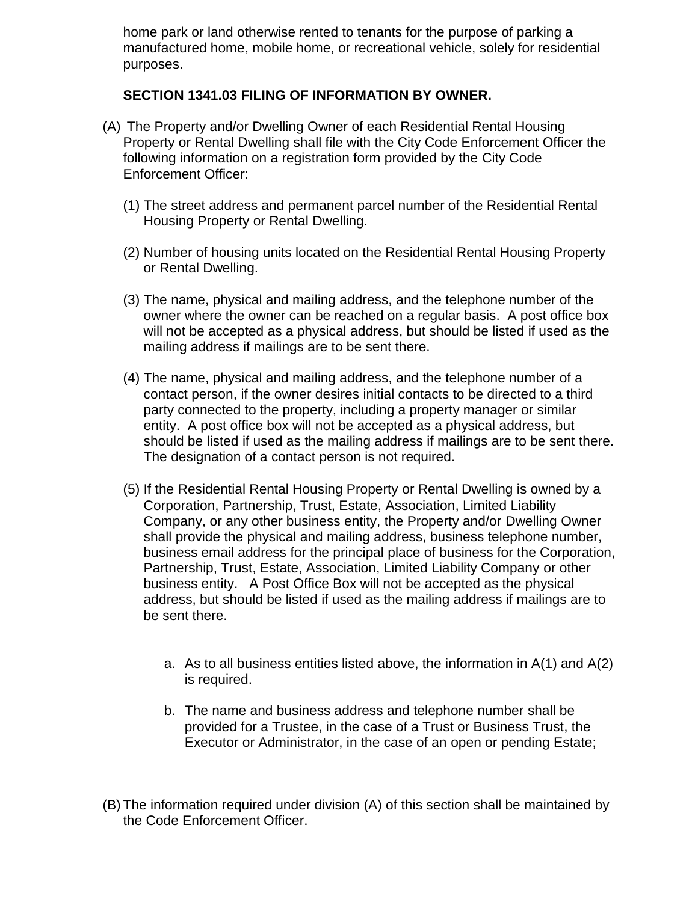home park or land otherwise rented to tenants for the purpose of parking a manufactured home, mobile home, or recreational vehicle, solely for residential purposes.

**SECTION 1341.03 FILING OF INFORMATION BY OWNER.**

(A) The Property and/or Dwelling Owner of each Residential Rental Housing Property or Rental Dwelling shall file with the City Code Enforcement Officer the following information on a registration form provided by the City Code Enforcement Officer:

(1) The street address and permanent parcel number of the Residential Rental Housing Property or Rental Dwelling.

(2) Number of housing units located on the Residential Rental Housing Property or Rental Dwelling.

(3) The name, physical and mailing address, and the telephone number of the owner where the owner can be reached on a regular basis. A post office box will not be accepted as a physical address, but should be listed if used as the mailing address if mailings are to be sent there.

(4) The name, physical and mailing address, and the telephone number of a contact person, if the owner desires initial contacts to be directed to a third party connected to the property, including a property manager or similar entity. A post office box will not be accepted as a physical address, but should be listed if used as the mailing address if mailings are to be sent there. The designation of a contact person is not required.

(5) If the Residential Rental Housing Property or Rental Dwelling is owned by a Corporation, Partnership, Trust, Estate, Association, Limited Liability Company, or any other business entity, the Property and/or Dwelling Owner shall provide the physical and mailing address, business telephone number, business email address for the principal place of business for the Corporation, Partnership, Trust, Estate, Association, Limited Liability Company or other business entity. A Post Office Box will not be accepted as the physical address, but should be listed if used as the mailing address if mailings are to be sent there.

a. As to all business entities listed above, the information in A(1) and A(2) is required.

b. The name and business address and telephone number shall be provided for a Trustee, in the case of a Trust or Business Trust, the Executor or Administrator, in the case of an open or pending Estate;

(B) The information required under division (A) of this section shall be maintained by the Code Enforcement Officer.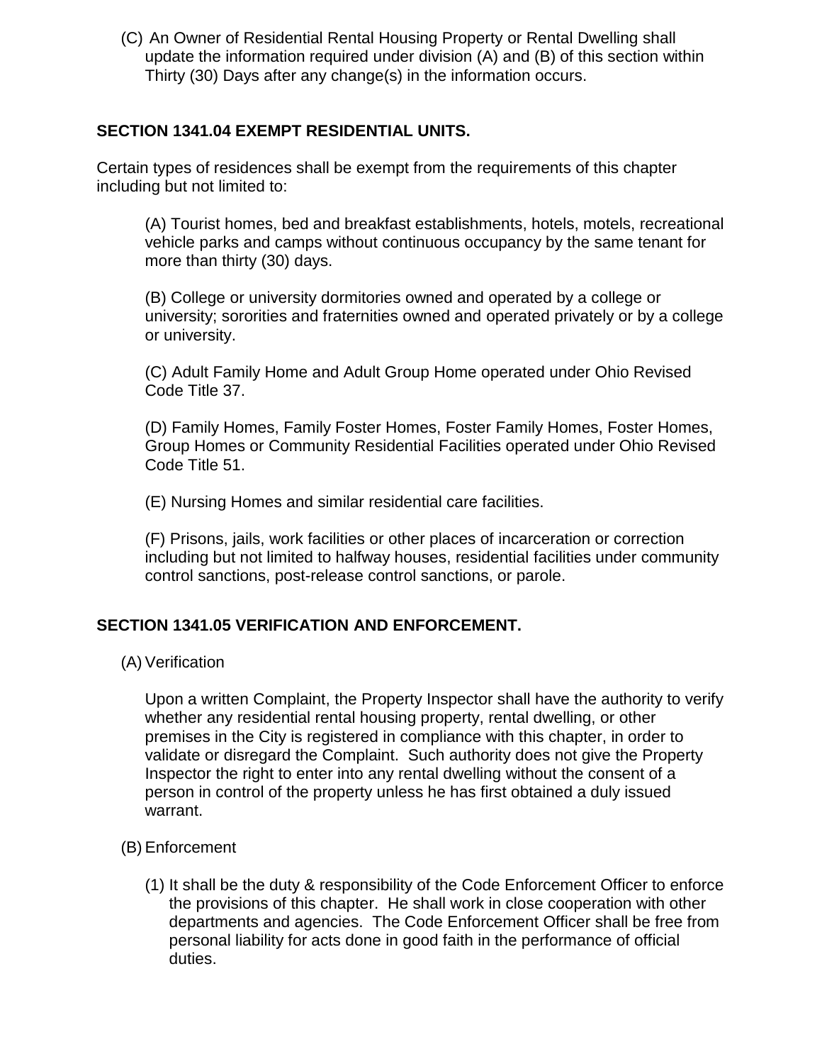(C) An Owner of Residential Rental Housing Property or Rental Dwelling shall update the information required under division (A) and (B) of this section within Thirty (30) Days after any change(s) in the information occurs.

**SECTION 1341.04 EXEMPT RESIDENTIAL UNITS.**

Certain types of residences shall be exempt from the requirements of this chapter including but not limited to:

(A) Tourist homes, bed and breakfast establishments, hotels, motels, recreational vehicle parks and camps without continuous occupancy by the same tenant for more than thirty (30) days.

(B) College or university dormitories owned and operated by a college or university; sororities and fraternities owned and operated privately or by a college or university.

(C) Adult Family Home and Adult Group Home operated under Ohio Revised Code Title 37.

(D) Family Homes, Family Foster Homes, Foster Family Homes, Foster Homes, Group Homes or Community Residential Facilities operated under Ohio Revised Code Title 51.

(E) Nursing Homes and similar residential care facilities.

(F) Prisons, jails, work facilities or other places of incarceration or correction including but not limited to halfway houses, residential facilities under community control sanctions, post-release control sanctions, or parole.

**SECTION 1341.05 VERIFICATION AND ENFORCEMENT.**

(A) Verification

Upon a written Complaint, the Property Inspector shall have the authority to verify whether any residential rental housing property, rental dwelling, or other premises in the City is registered in compliance with this chapter, in order to validate or disregard the Complaint. Such authority does not give the Property Inspector the right to enter into any rental dwelling without the consent of a person in control of the property unless he has first obtained a duly issued warrant.

(B) Enforcement

(1) It shall be the duty & responsibility of the Code Enforcement Officer to enforce the provisions of this chapter. He shall work in close cooperation with other departments and agencies. The Code Enforcement Officer shall be free from personal liability for acts done in good faith in the performance of official duties.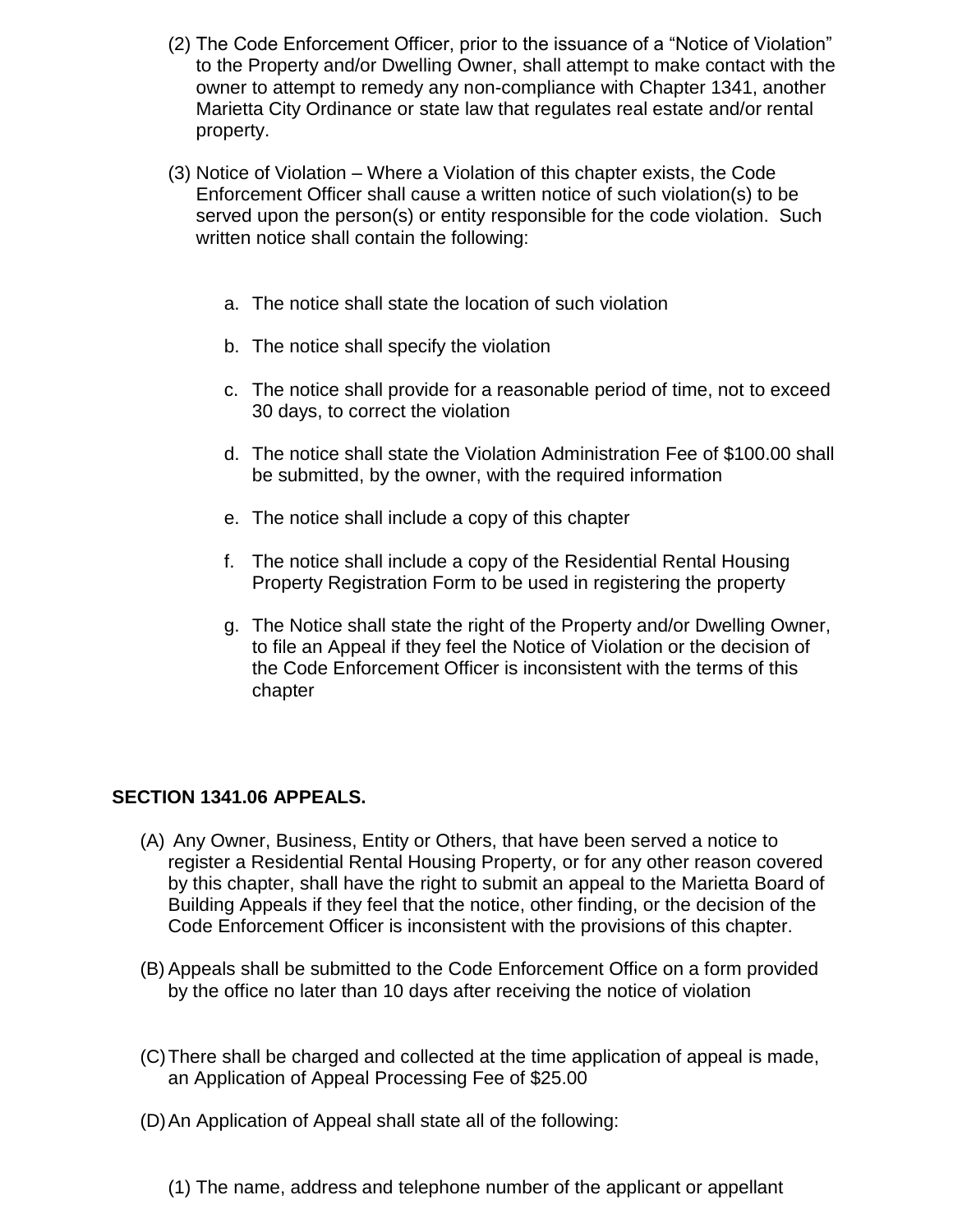(2) The Code Enforcement Officer, prior to the issuance of a "Notice of Violation" to the Property and/or Dwelling Owner, shall attempt to make contact with the owner to attempt to remedy any non-compliance with Chapter 1341, another Marietta City Ordinance or state law that regulates real estate and/or rental property.

(3) Notice of Violation – Where a Violation of this chapter exists, the Code Enforcement Officer shall cause a written notice of such violation(s) to be served upon the person(s) or entity responsible for the code violation. Such written notice shall contain the following:

a. The notice shall state the location of such violation

b. The notice shall specify the violation

c. The notice shall provide for a reasonable period of time, not to exceed 30 days, to correct the violation

d. The notice shall state the Violation Administration Fee of $100.00 shall be submitted, by the owner, with the required information

e. The notice shall include a copy of this chapter

f. The notice shall include a copy of the Residential Rental Housing Property Registration Form to be used in registering the property

g. The Notice shall state the right of the Property and/or Dwelling Owner, to file an Appeal if they feel the Notice of Violation or the decision of the Code Enforcement Officer is inconsistent with the terms of this chapter

**SECTION 1341.06 APPEALS.**

(A) Any Owner, Business, Entity or Others, that have been served a notice to register a Residential Rental Housing Property, or for any other reason covered by this chapter, shall have the right to submit an appeal to the Marietta Board of Building Appeals if they feel that the notice, other finding, or the decision of the Code Enforcement Officer is inconsistent with the provisions of this chapter.

(B) Appeals shall be submitted to the Code Enforcement Office on a form provided by the office no later than 10 days after receiving the notice of violation

(C) There shall be charged and collected at the time application of appeal is made, an Application of Appeal Processing Fee of $25.00

(D) An Application of Appeal shall state all of the following:

(1) The name, address and telephone number of the applicant or appellant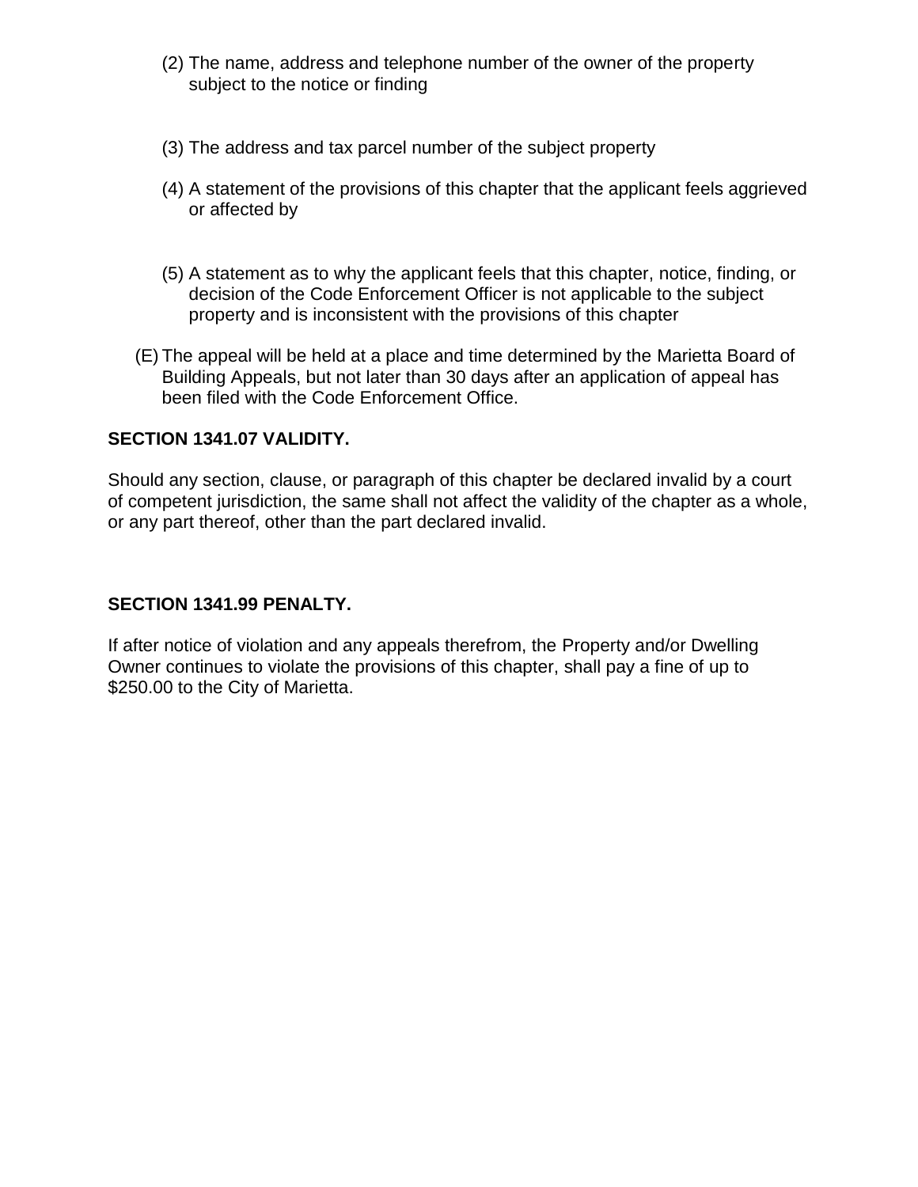(2) The name, address and telephone number of the owner of the property subject to the notice or finding

(3) The address and tax parcel number of the subject property

(4) A statement of the provisions of this chapter that the applicant feels aggrieved or affected by

(5) A statement as to why the applicant feels that this chapter, notice, finding, or decision of the Code Enforcement Officer is not applicable to the subject property and is inconsistent with the provisions of this chapter

(E) The appeal will be held at a place and time determined by the Marietta Board of Building Appeals, but not later than 30 days after an application of appeal has been filed with the Code Enforcement Office.

**SECTION 1341.07 VALIDITY.**

Should any section, clause, or paragraph of this chapter be declared invalid by a court of competent jurisdiction, the same shall not affect the validity of the chapter as a whole, or any part thereof, other than the part declared invalid.

**SECTION 1341.99 PENALTY.**

If after notice of violation and any appeals therefrom, the Property and/or Dwelling Owner continues to violate the provisions of this chapter, shall pay a fine of up to $250.00 to the City of Marietta.